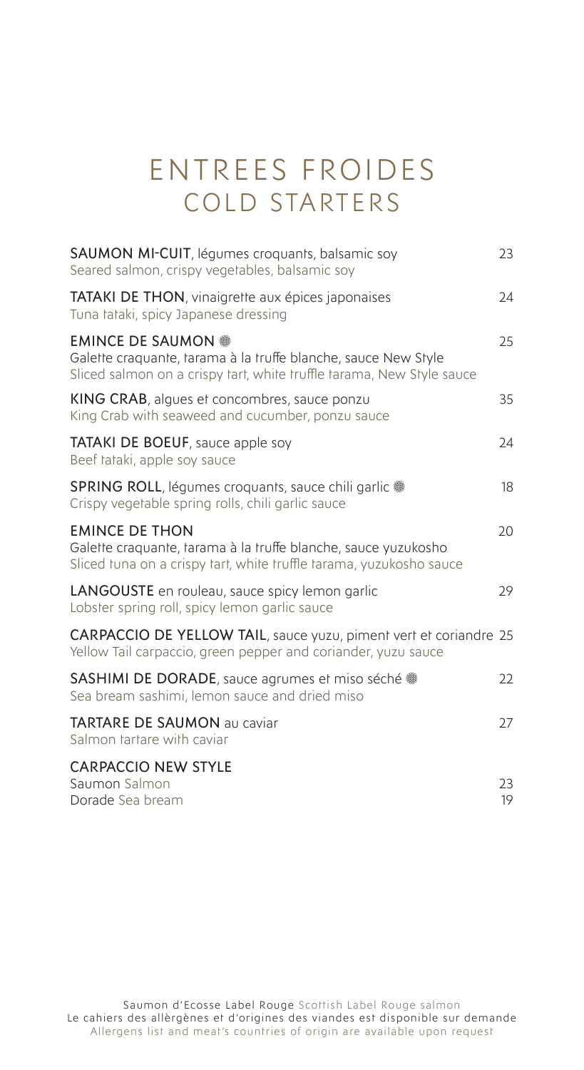# ENTREES FROIDES
## COLD STARTERS

**SAUMON MI-CUIT**, légumes croquants, balsamic soy — 23
Seared salmon, crispy vegetables, balsamic soy

**TATAKI DE THON**, vinaigrette aux épices japonaises — 24
Tuna tataki, spicy Japanese dressing

**EMINCE DE SAUMON** ❋ — 25
Galette craquante, tarama à la truffe blanche, sauce New Style
Sliced salmon on a crispy tart, white truffle tarama, New Style sauce

**KING CRAB**, algues et concombres, sauce ponzu — 35
King Crab with seaweed and cucumber, ponzu sauce

**TATAKI DE BOEUF**, sauce apple soy — 24
Beef tataki, apple soy sauce

**SPRING ROLL**, légumes croquants, sauce chili garlic ❋ — 18
Crispy vegetable spring rolls, chili garlic sauce

**EMINCE DE THON** — 20
Galette craquante, tarama à la truffe blanche, sauce yuzukosho
Sliced tuna on a crispy tart, white truffle tarama, yuzukosho sauce

**LANGOUSTE** en rouleau, sauce spicy lemon garlic — 29
Lobster spring roll, spicy lemon garlic sauce

**CARPACCIO DE YELLOW TAIL**, sauce yuzu, piment vert et coriandre — 25
Yellow Tail carpaccio, green pepper and coriander, yuzu sauce

**SASHIMI DE DORADE**, sauce agrumes et miso séché ❋ — 22
Sea bream sashimi, lemon sauce and dried miso

**TARTARE DE SAUMON** au caviar — 27
Salmon tartare with caviar

**CARPACCIO NEW STYLE**
Saumon Salmon — 23
Dorade Sea bream — 19

Saumon d'Ecosse Label Rouge Scottish Label Rouge salmon
Le cahiers des allèrgènes et d'origines des viandes est disponible sur demande
Allergens list and meat's countries of origin are available upon request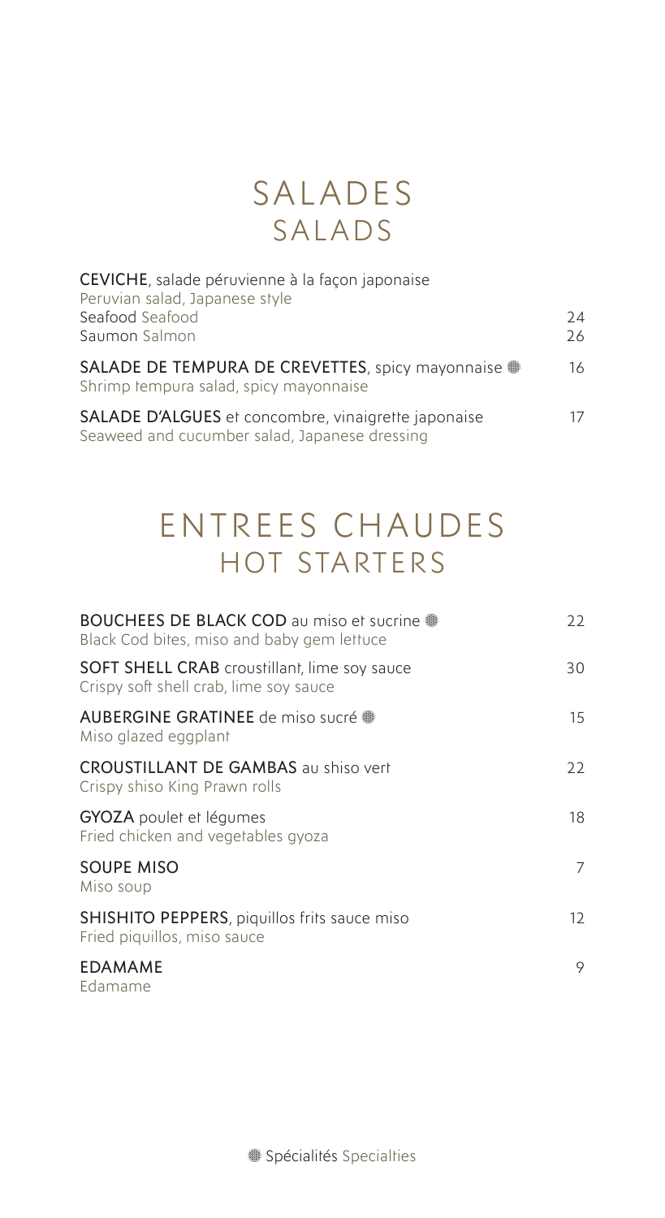# SALADES
## SALADS

**CEVICHE**, salade péruvienne à la façon japonaise
Peruvian salad, Japanese style
Seafood Seafood — 24
Saumon Salmon — 26

**SALADE DE TEMPURA DE CREVETTES**, spicy mayonnaise ❋ — 16
Shrimp tempura salad, spicy mayonnaise

**SALADE D'ALGUES** et concombre, vinaigrette japonaise — 17
Seaweed and cucumber salad, Japanese dressing

# ENTREES CHAUDES
## HOT STARTERS

**BOUCHEES DE BLACK COD** au miso et sucrine ❋ — 22
Black Cod bites, miso and baby gem lettuce

**SOFT SHELL CRAB** croustillant, lime soy sauce — 30
Crispy soft shell crab, lime soy sauce

**AUBERGINE GRATINEE** de miso sucré ❋ — 15
Miso glazed eggplant

**CROUSTILLANT DE GAMBAS** au shiso vert — 22
Crispy shiso King Prawn rolls

**GYOZA** poulet et légumes — 18
Fried chicken and vegetables gyoza

**SOUPE MISO** — 7
Miso soup

**SHISHITO PEPPERS**, piquillos frits sauce miso — 12
Fried piquillos, miso sauce

**EDAMAME** — 9
Edamame

❋ Spécialités Specialties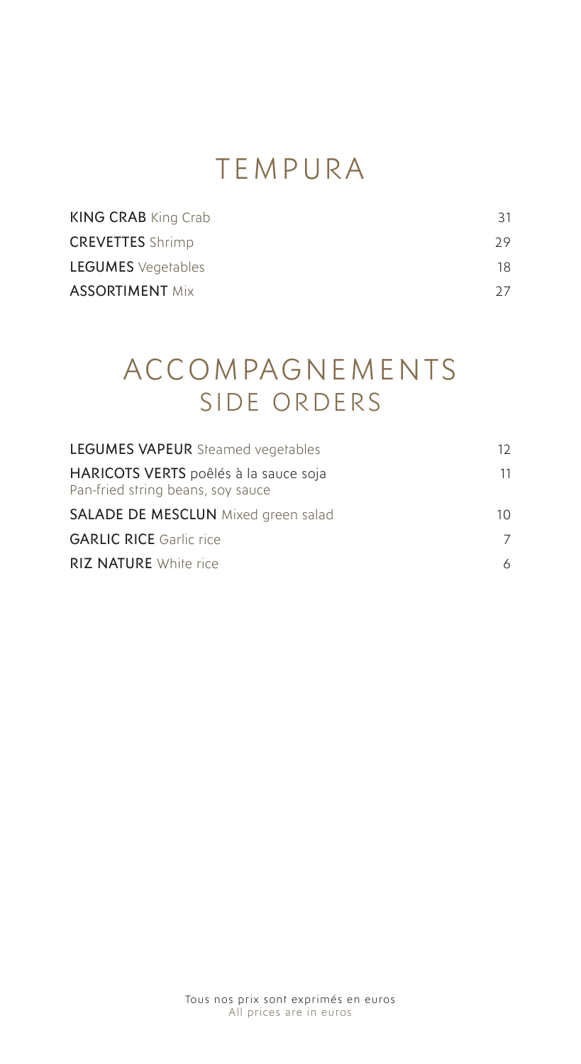# TEMPURA

| | |
|---|---|
| **KING CRAB** King Crab | 31 |
| **CREVETTES** Shrimp | 29 |
| **LEGUMES** Vegetables | 18 |
| **ASSORTIMENT** Mix | 27 |

# ACCOMPAGNEMENTS
## SIDE ORDERS

| | |
|---|---|
| **LEGUMES VAPEUR** Steamed vegetables | 12 |
| **HARICOTS VERTS** poêlés à la sauce soja<br>Pan-fried string beans, soy sauce | 11 |
| **SALADE DE MESCLUN** Mixed green salad | 10 |
| **GARLIC RICE** Garlic rice | 7 |
| **RIZ NATURE** White rice | 6 |

Tous nos prix sont exprimés en euros
All prices are in euros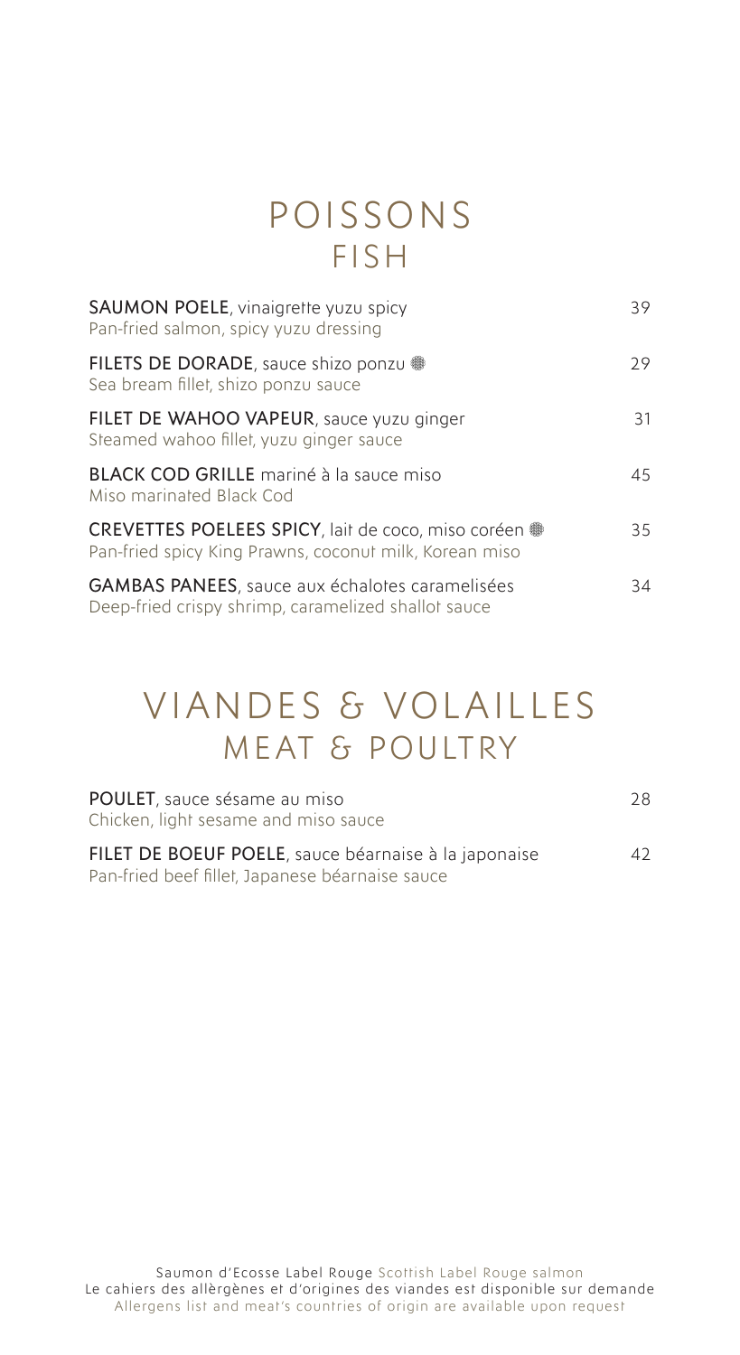# POISSONS
## FISH

**SAUMON POELE**, vinaigrette yuzu spicy — 39
Pan-fried salmon, spicy yuzu dressing

**FILETS DE DORADE**, sauce shizo ponzu ❁ — 29
Sea bream fillet, shizo ponzu sauce

**FILET DE WAHOO VAPEUR**, sauce yuzu ginger — 31
Steamed wahoo fillet, yuzu ginger sauce

**BLACK COD GRILLE** mariné à la sauce miso — 45
Miso marinated Black Cod

**CREVETTES POELEES SPICY**, lait de coco, miso coréen ❁ — 35
Pan-fried spicy King Prawns, coconut milk, Korean miso

**GAMBAS PANEES**, sauce aux échalotes caramelisées — 34
Deep-fried crispy shrimp, caramelized shallot sauce

# VIANDES & VOLAILLES
## MEAT & POULTRY

**POULET**, sauce sésame au miso — 28
Chicken, light sesame and miso sauce

**FILET DE BOEUF POELE**, sauce béarnaise à la japonaise — 42
Pan-fried beef fillet, Japanese béarnaise sauce

Saumon d'Ecosse Label Rouge Scottish Label Rouge salmon
Le cahiers des allèrgènes et d'origines des viandes est disponible sur demande
Allergens list and meat's countries of origin are available upon request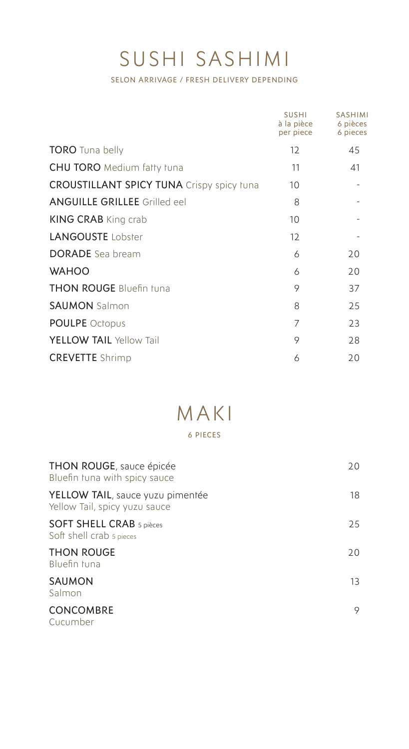# SUSHI SASHIMI

SELON ARRIVAGE / FRESH DELIVERY DEPENDING

| | SUSHI à la pièce per piece | SASHIMI 6 pièces 6 pieces |
|---|---|---|
| **TORO** Tuna belly | 12 | 45 |
| **CHU TORO** Medium fatty tuna | 11 | 41 |
| **CROUSTILLANT SPICY TUNA** Crispy spicy tuna | 10 | - |
| **ANGUILLE GRILLEE** Grilled eel | 8 | - |
| **KING CRAB** King crab | 10 | - |
| **LANGOUSTE** Lobster | 12 | - |
| **DORADE** Sea bream | 6 | 20 |
| **WAHOO** | 6 | 20 |
| **THON ROUGE** Bluefin tuna | 9 | 37 |
| **SAUMON** Salmon | 8 | 25 |
| **POULPE** Octopus | 7 | 23 |
| **YELLOW TAIL** Yellow Tail | 9 | 28 |
| **CREVETTE** Shrimp | 6 | 20 |

# MAKI

6 PIECES

| | |
|---|---|
| **THON ROUGE**, sauce épicée<br>Bluefin tuna with spicy sauce | 20 |
| **YELLOW TAIL**, sauce yuzu pimentée<br>Yellow Tail, spicy yuzu sauce | 18 |
| **SOFT SHELL CRAB** 5 pièces<br>Soft shell crab 5 pieces | 25 |
| **THON ROUGE**<br>Bluefin tuna | 20 |
| **SAUMON**<br>Salmon | 13 |
| **CONCOMBRE**<br>Cucumber | 9 |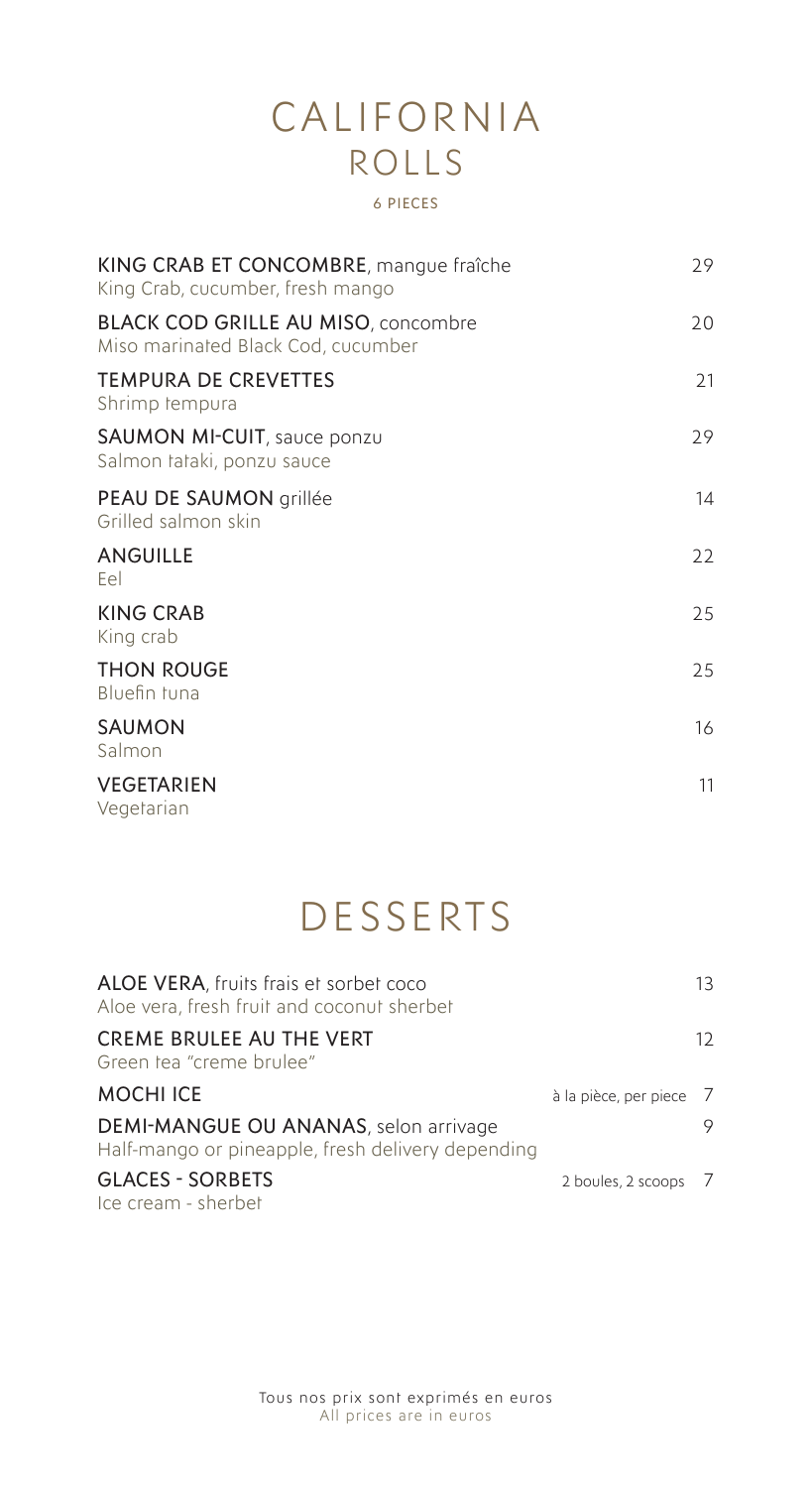# CALIFORNIA ROLLS

6 PIECES

| | |
|---|---|
| **KING CRAB ET CONCOMBRE**, mangue fraîche<br>King Crab, cucumber, fresh mango | 29 |
| **BLACK COD GRILLE AU MISO**, concombre<br>Miso marinated Black Cod, cucumber | 20 |
| **TEMPURA DE CREVETTES**<br>Shrimp tempura | 21 |
| **SAUMON MI-CUIT**, sauce ponzu<br>Salmon tataki, ponzu sauce | 29 |
| **PEAU DE SAUMON** grillée<br>Grilled salmon skin | 14 |
| **ANGUILLE**<br>Eel | 22 |
| **KING CRAB**<br>King crab | 25 |
| **THON ROUGE**<br>Bluefin tuna | 25 |
| **SAUMON**<br>Salmon | 16 |
| **VEGETARIEN**<br>Vegetarian | 11 |

# DESSERTS

| | | |
|---|---|---|
| **ALOE VERA**, fruits frais et sorbet coco<br>Aloe vera, fresh fruit and coconut sherbet | | 13 |
| **CREME BRULEE AU THE VERT**<br>Green tea "creme brulee" | | 12 |
| **MOCHI ICE** | à la pièce, per piece | 7 |
| **DEMI-MANGUE OU ANANAS**, selon arrivage<br>Half-mango or pineapple, fresh delivery depending | | 9 |
| **GLACES - SORBETS**<br>Ice cream - sherbet | 2 boules, 2 scoops | 7 |

Tous nos prix sont exprimés en euros
All prices are in euros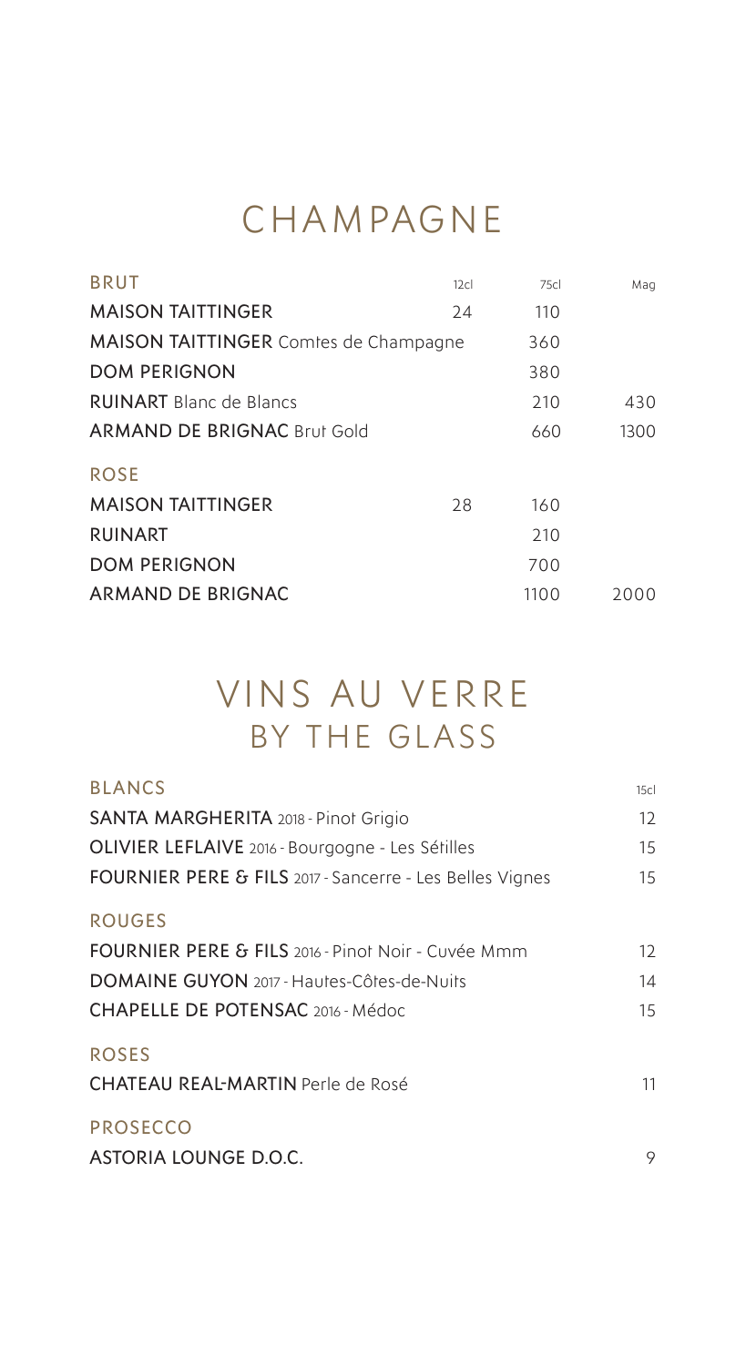# CHAMPAGNE

| BRUT | 12cl | 75cl | Mag |
| --- | --- | --- | --- |
| MAISON TAITTINGER | 24 | 110 | |
| MAISON TAITTINGER Comtes de Champagne | | 360 | |
| DOM PERIGNON | | 380 | |
| RUINART Blanc de Blancs | | 210 | 430 |
| ARMAND DE BRIGNAC Brut Gold | | 660 | 1300 |
| **ROSE** | | | |
| MAISON TAITTINGER | 28 | 160 | |
| RUINART | | 210 | |
| DOM PERIGNON | | 700 | |
| ARMAND DE BRIGNAC | | 1100 | 2000 |

# VINS AU VERRE
## BY THE GLASS

| BLANCS | 15cl |
| --- | --- |
| SANTA MARGHERITA 2018 - Pinot Grigio | 12 |
| OLIVIER LEFLAIVE 2016 - Bourgogne - Les Sétilles | 15 |
| FOURNIER PERE & FILS 2017 - Sancerre - Les Belles Vignes | 15 |
| **ROUGES** | |
| FOURNIER PERE & FILS 2016 - Pinot Noir - Cuvée Mmm | 12 |
| DOMAINE GUYON 2017 - Hautes-Côtes-de-Nuits | 14 |
| CHAPELLE DE POTENSAC 2016 - Médoc | 15 |
| **ROSES** | |
| CHATEAU REAL-MARTIN Perle de Rosé | 11 |
| **PROSECCO** | |
| ASTORIA LOUNGE D.O.C. | 9 |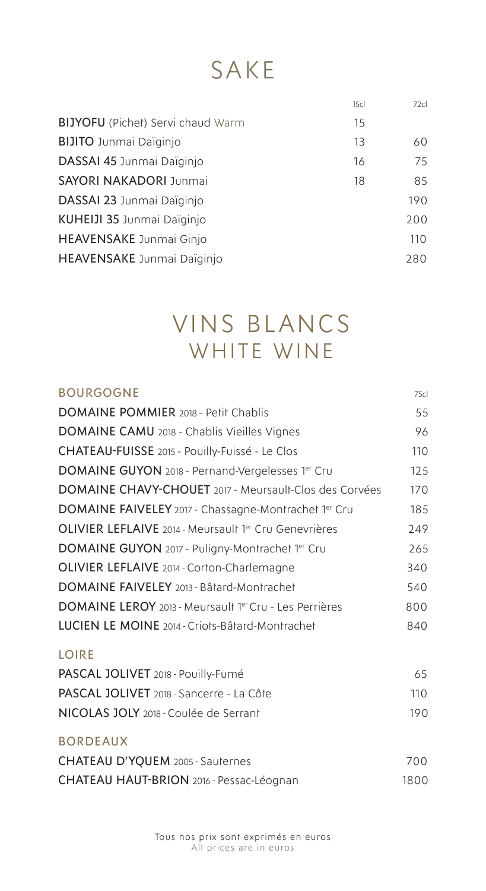# SAKE

| | 15cl | 72cl |
|---|---|---|
| **BIJYOFU** (Pichet) Servi chaud Warm | 15 | |
| **BIJITO** Junmai Daïginjo | 13 | 60 |
| **DASSAI 45** Junmai Daïginjo | 16 | 75 |
| **SAYORI NAKADORI** Junmai | 18 | 85 |
| **DASSAI 23** Junmai Daïginjo | | 190 |
| **KUHEIJI 35** Junmai Daïginjo | | 200 |
| **HEAVENSAKE** Junmai Ginjo | | 110 |
| **HEAVENSAKE** Junmai Daïginjo | | 280 |

# VINS BLANCS
## WHITE WINE

| BOURGOGNE | 75cl |
|---|---|
| **DOMAINE POMMIER** 2018 - Petit Chablis | 55 |
| **DOMAINE CAMU** 2018 - Chablis Vieilles Vignes | 96 |
| **CHATEAU-FUISSE** 2015 - Pouilly-Fuissé - Le Clos | 110 |
| **DOMAINE GUYON** 2018 - Pernand-Vergelesses 1er Cru | 125 |
| **DOMAINE CHAVY-CHOUET** 2017 - Meursault-Clos des Corvées | 170 |
| **DOMAINE FAIVELEY** 2017 - Chassagne-Montrachet 1er Cru | 185 |
| **OLIVIER LEFLAIVE** 2014 - Meursault 1er Cru Genevrières | 249 |
| **DOMAINE GUYON** 2017 - Puligny-Montrachet 1er Cru | 265 |
| **OLIVIER LEFLAIVE** 2014 - Corton-Charlemagne | 340 |
| **DOMAINE FAIVELEY** 2013 - Bâtard-Montrachet | 540 |
| **DOMAINE LEROY** 2013 - Meursault 1er Cru - Les Perrières | 800 |
| **LUCIEN LE MOINE** 2014 - Criots-Bâtard-Montrachet | 840 |
| **LOIRE** | |
| **PASCAL JOLIVET** 2018 - Pouilly-Fumé | 65 |
| **PASCAL JOLIVET** 2018 - Sancerre - La Côte | 110 |
| **NICOLAS JOLY** 2018 - Coulée de Serrant | 190 |
| **BORDEAUX** | |
| **CHATEAU D'YQUEM** 2005 - Sauternes | 700 |
| **CHATEAU HAUT-BRION** 2016 - Pessac-Léognan | 1800 |

Tous nos prix sont exprimés en euros
All prices are in euros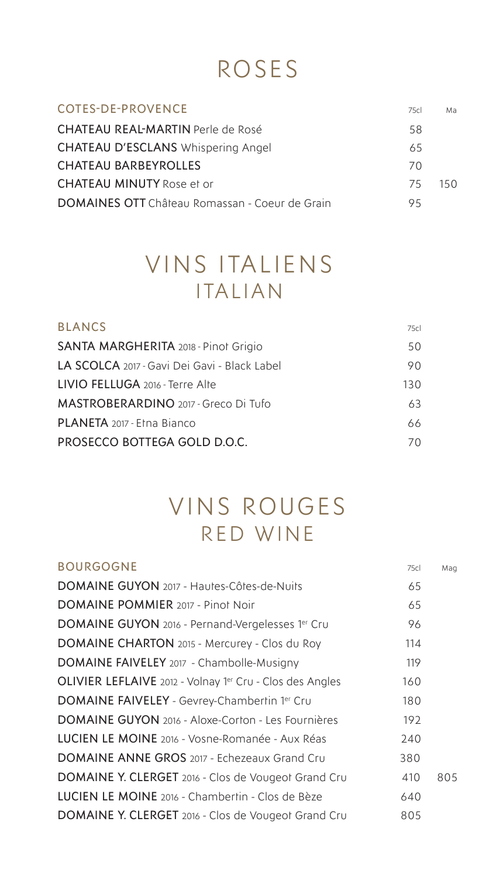# ROSES

| COTES-DE-PROVENCE | 75cl | Ma |
|---|---|---|
| **CHATEAU REAL-MARTIN** Perle de Rosé | 58 | |
| **CHATEAU D'ESCLANS** Whispering Angel | 65 | |
| **CHATEAU BARBEYROLLES** | 70 | |
| **CHATEAU MINUTY** Rose et or | 75 | 150 |
| **DOMAINES OTT** Château Romassan - Coeur de Grain | 95 | |

# VINS ITALIENS
## ITALIAN

| BLANCS | 75cl |
|---|---|
| **SANTA MARGHERITA** 2018 - Pinot Grigio | 50 |
| **LA SCOLCA** 2017 - Gavi Dei Gavi - Black Label | 90 |
| **LIVIO FELLUGA** 2016 - Terre Alte | 130 |
| **MASTROBERARDINO** 2017 - Greco Di Tufo | 63 |
| **PLANETA** 2017 - Etna Bianco | 66 |
| **PROSECCO BOTTEGA GOLD D.O.C.** | 70 |

# VINS ROUGES
## RED WINE

| BOURGOGNE | 75cl | Mag |
|---|---|---|
| **DOMAINE GUYON** 2017 - Hautes-Côtes-de-Nuits | 65 | |
| **DOMAINE POMMIER** 2017 - Pinot Noir | 65 | |
| **DOMAINE GUYON** 2016 - Pernand-Vergelesses 1er Cru | 96 | |
| **DOMAINE CHARTON** 2015 - Mercurey - Clos du Roy | 114 | |
| **DOMAINE FAIVELEY** 2017 - Chambolle-Musigny | 119 | |
| **OLIVIER LEFLAIVE** 2012 - Volnay 1er Cru - Clos des Angles | 160 | |
| **DOMAINE FAIVELEY** - Gevrey-Chambertin 1er Cru | 180 | |
| **DOMAINE GUYON** 2016 - Aloxe-Corton - Les Fournières | 192 | |
| **LUCIEN LE MOINE** 2016 - Vosne-Romanée - Aux Réas | 240 | |
| **DOMAINE ANNE GROS** 2017 - Echezeaux Grand Cru | 380 | |
| **DOMAINE Y. CLERGET** 2016 - Clos de Vougeot Grand Cru | 410 | 805 |
| **LUCIEN LE MOINE** 2016 - Chambertin - Clos de Bèze | 640 | |
| **DOMAINE Y. CLERGET** 2016 - Clos de Vougeot Grand Cru | 805 | |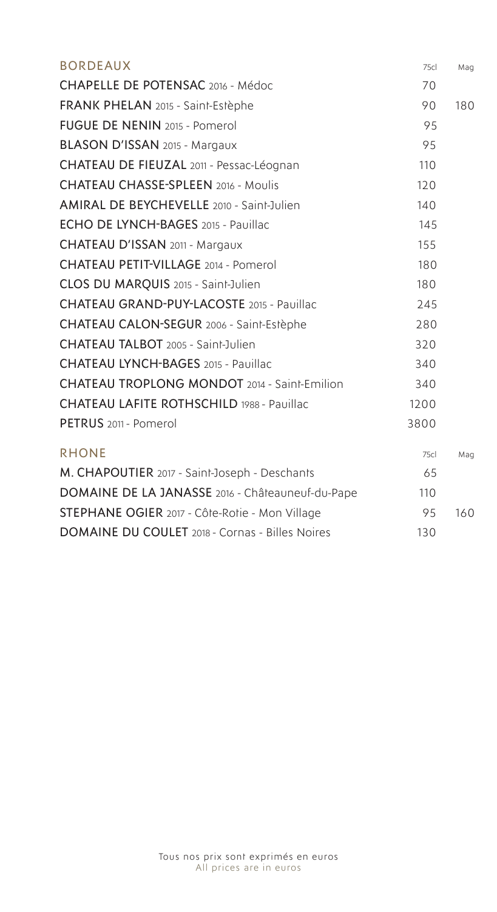| BORDEAUX | 75cl | Mag |
| --- | --- | --- |
| **CHAPELLE DE POTENSAC** 2016 - Médoc | 70 | |
| **FRANK PHELAN** 2015 - Saint-Estèphe | 90 | 180 |
| **FUGUE DE NENIN** 2015 - Pomerol | 95 | |
| **BLASON D'ISSAN** 2015 - Margaux | 95 | |
| **CHATEAU DE FIEUZAL** 2011 - Pessac-Léognan | 110 | |
| **CHATEAU CHASSE-SPLEEN** 2016 - Moulis | 120 | |
| **AMIRAL DE BEYCHEVELLE** 2010 - Saint-Julien | 140 | |
| **ECHO DE LYNCH-BAGES** 2015 - Pauillac | 145 | |
| **CHATEAU D'ISSAN** 2011 - Margaux | 155 | |
| **CHATEAU PETIT-VILLAGE** 2014 - Pomerol | 180 | |
| **CLOS DU MARQUIS** 2015 - Saint-Julien | 180 | |
| **CHATEAU GRAND-PUY-LACOSTE** 2015 - Pauillac | 245 | |
| **CHATEAU CALON-SEGUR** 2006 - Saint-Estèphe | 280 | |
| **CHATEAU TALBOT** 2005 - Saint-Julien | 320 | |
| **CHATEAU LYNCH-BAGES** 2015 - Pauillac | 340 | |
| **CHATEAU TROPLONG MONDOT** 2014 - Saint-Emilion | 340 | |
| **CHATEAU LAFITE ROTHSCHILD** 1988 - Pauillac | 1200 | |
| **PETRUS** 2011 - Pomerol | 3800 | |

| RHONE | 75cl | Mag |
| --- | --- | --- |
| **M. CHAPOUTIER** 2017 - Saint-Joseph - Deschants | 65 | |
| **DOMAINE DE LA JANASSE** 2016 - Châteauneuf-du-Pape | 110 | |
| **STEPHANE OGIER** 2017 - Côte-Rotie - Mon Village | 95 | 160 |
| **DOMAINE DU COULET** 2018 - Cornas - Billes Noires | 130 | |

Tous nos prix sont exprimés en euros
All prices are in euros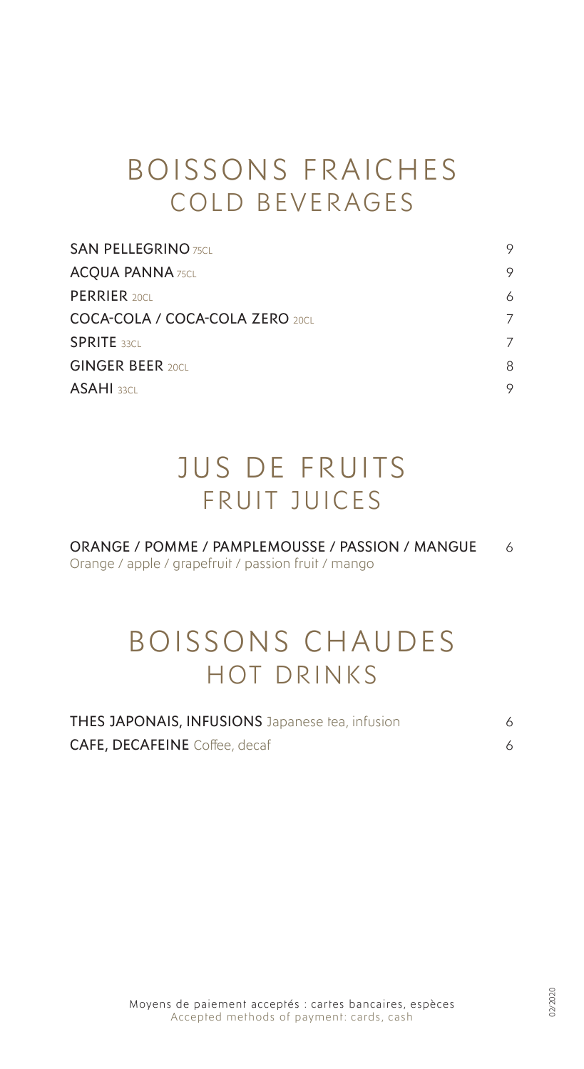# BOISSONS FRAICHES
## COLD BEVERAGES

| | |
|---|---|
| **SAN PELLEGRINO** 75CL | 9 |
| **ACQUA PANNA** 75CL | 9 |
| **PERRIER** 20CL | 6 |
| **COCA-COLA / COCA-COLA ZERO** 20CL | 7 |
| **SPRITE** 33CL | 7 |
| **GINGER BEER** 20CL | 8 |
| **ASAHI** 33CL | 9 |

# JUS DE FRUITS
## FRUIT JUICES

| | |
|---|---|
| **ORANGE / POMME / PAMPLEMOUSSE / PASSION / MANGUE**<br>Orange / apple / grapefruit / passion fruit / mango | 6 |

# BOISSONS CHAUDES
## HOT DRINKS

| | |
|---|---|
| **THES JAPONAIS, INFUSIONS** Japanese tea, infusion | 6 |
| **CAFE, DECAFEINE** Coffee, decaf | 6 |

Moyens de paiement acceptés : cartes bancaires, espèces
Accepted methods of payment: cards, cash

02/2020